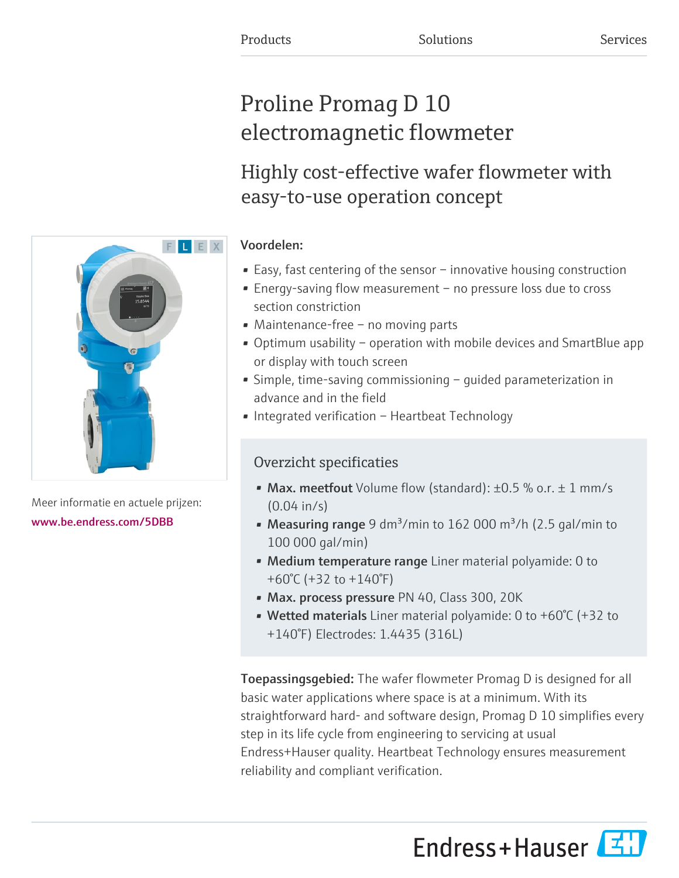Products Solutions Services

# Proline Promag D 10 electromagnetic flowmeter

## Highly cost-effective wafer flowmeter with easy-to-use operation concept

F L E X

Meer informatie en actuele prijzen:
www.be.endress.com/5DBB

### Voordelen:

- Easy, fast centering of the sensor – innovative housing construction
- Energy-saving flow measurement – no pressure loss due to cross section constriction
- Maintenance-free – no moving parts
- Optimum usability – operation with mobile devices and SmartBlue app or display with touch screen
- Simple, time-saving commissioning – guided parameterization in advance and in the field
- Integrated verification – Heartbeat Technology

### Overzicht specificaties

- **Max. meetfout** Volume flow (standard): ±0.5 % o.r. ± 1 mm/s (0.04 in/s)
- **Measuring range** 9 dm³/min to 162 000 m³/h (2.5 gal/min to 100 000 gal/min)
- **Medium temperature range** Liner material polyamide: 0 to +60°C (+32 to +140°F)
- **Max. process pressure** PN 40, Class 300, 20K
- **Wetted materials** Liner material polyamide: 0 to +60°C (+32 to +140°F) Electrodes: 1.4435 (316L)

**Toepassingsgebied:** The wafer flowmeter Promag D is designed for all basic water applications where space is at a minimum. With its straightforward hard- and software design, Promag D 10 simplifies every step in its life cycle from engineering to servicing at usual Endress+Hauser quality. Heartbeat Technology ensures measurement reliability and compliant verification.

Endress+Hauser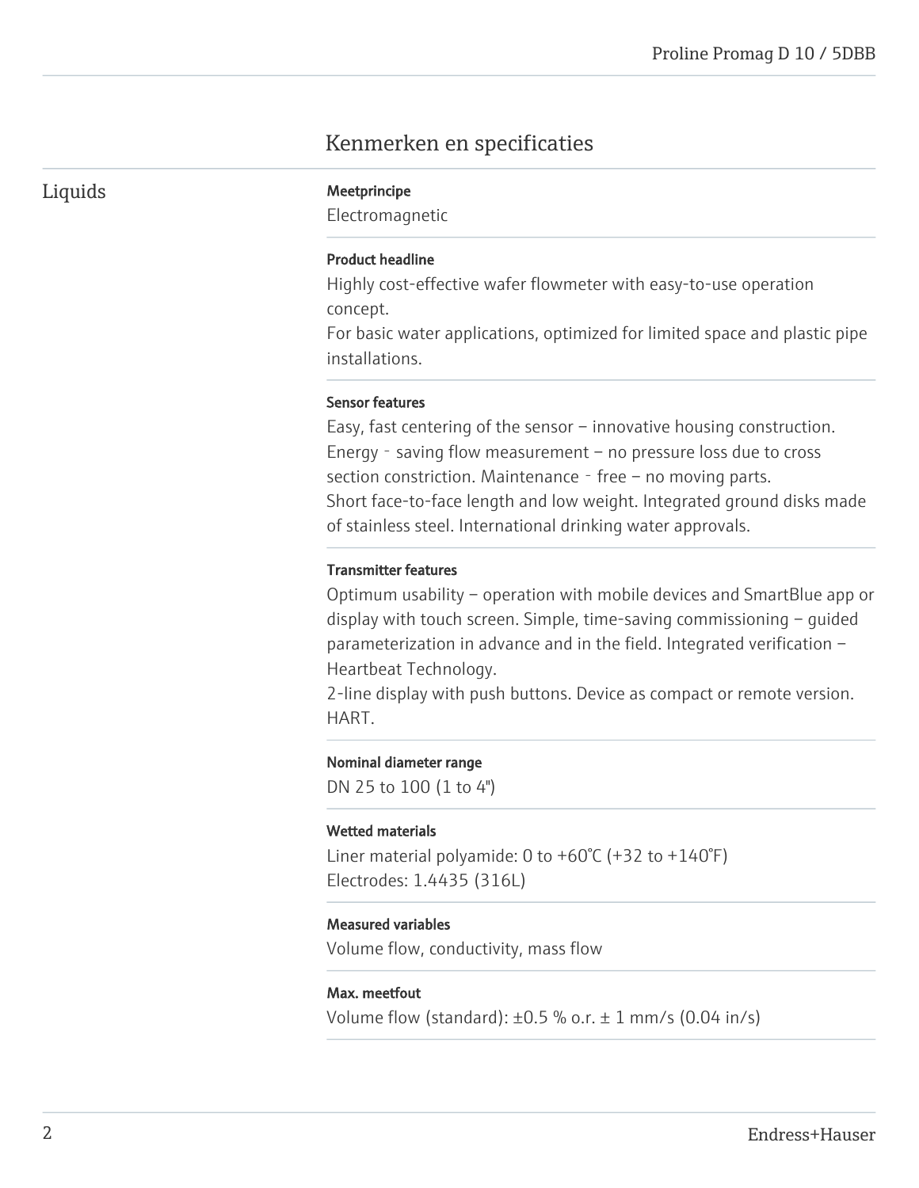## Kenmerken en specificaties

### Liquids

**Meetprincipe**

Electromagnetic

**Product headline**

Highly cost-effective wafer flowmeter with easy-to-use operation concept.
For basic water applications, optimized for limited space and plastic pipe installations.

**Sensor features**

Easy, fast centering of the sensor – innovative housing construction. Energy‐saving flow measurement – no pressure loss due to cross section constriction. Maintenance‐free – no moving parts.
Short face-to-face length and low weight. Integrated ground disks made of stainless steel. International drinking water approvals.

**Transmitter features**

Optimum usability – operation with mobile devices and SmartBlue app or display with touch screen. Simple, time-saving commissioning – guided parameterization in advance and in the field. Integrated verification – Heartbeat Technology.
2-line display with push buttons. Device as compact or remote version. HART.

**Nominal diameter range**

DN 25 to 100 (1 to 4")

**Wetted materials**

Liner material polyamide: 0 to +60°C (+32 to +140°F)
Electrodes: 1.4435 (316L)

**Measured variables**

Volume flow, conductivity, mass flow

**Max. meetfout**

Volume flow (standard): ±0.5 % o.r. ± 1 mm/s (0.04 in/s)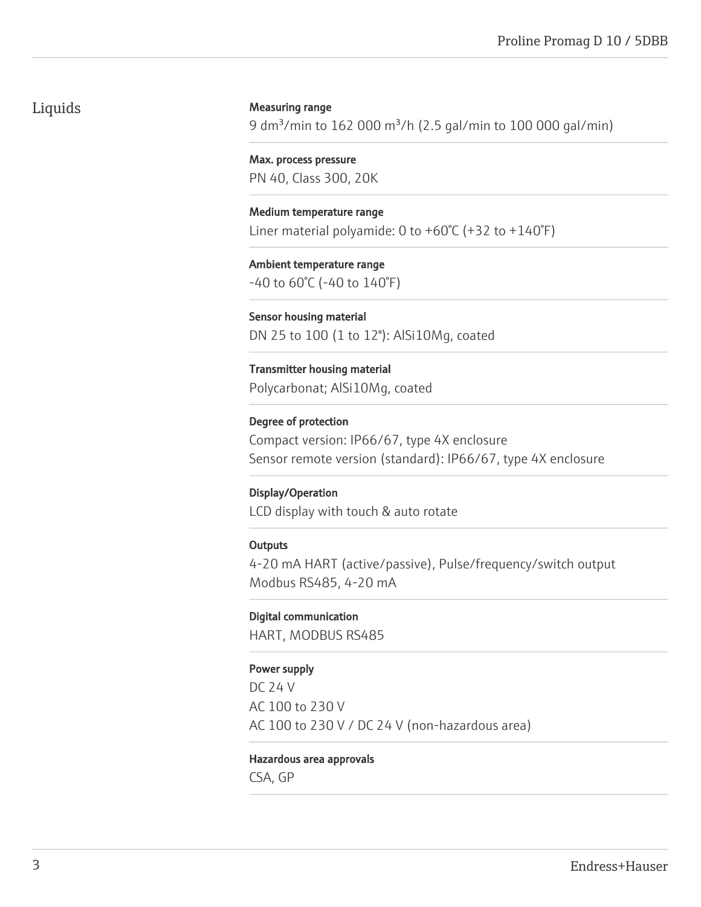## Liquids

**Measuring range**

9 dm³/min to 162 000 m³/h (2.5 gal/min to 100 000 gal/min)

**Max. process pressure**

PN 40, Class 300, 20K

**Medium temperature range**

Liner material polyamide: 0 to +60°C (+32 to +140°F)

**Ambient temperature range**

-40 to 60°C (-40 to 140°F)

**Sensor housing material**

DN 25 to 100 (1 to 12"): AlSi10Mg, coated

**Transmitter housing material**

Polycarbonat; AlSi10Mg, coated

**Degree of protection**

Compact version: IP66/67, type 4X enclosure
Sensor remote version (standard): IP66/67, type 4X enclosure

**Display/Operation**

LCD display with touch & auto rotate

**Outputs**

4-20 mA HART (active/passive), Pulse/frequency/switch output
Modbus RS485, 4-20 mA

**Digital communication**

HART, MODBUS RS485

**Power supply**

DC 24 V
AC 100 to 230 V
AC 100 to 230 V / DC 24 V (non-hazardous area)

**Hazardous area approvals**

CSA, GP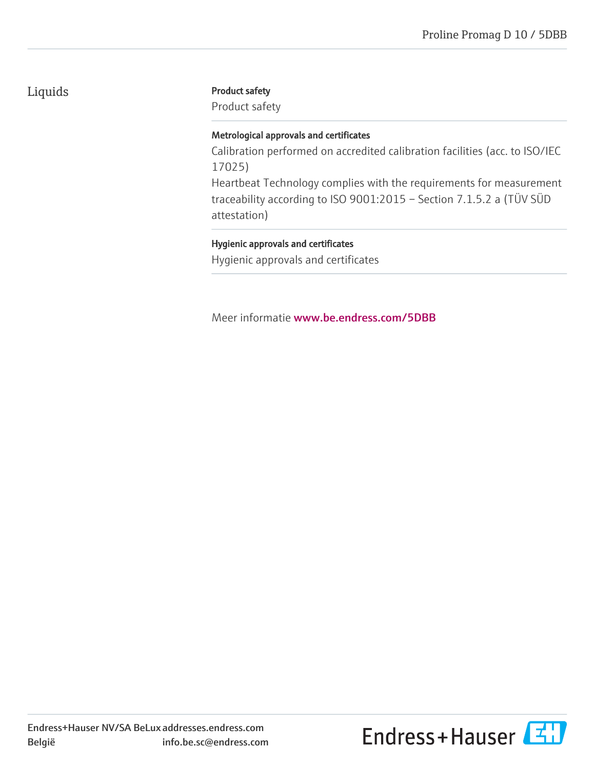## Liquids

**Product safety**

Product safety

**Metrological approvals and certificates**

Calibration performed on accredited calibration facilities (acc. to ISO/IEC 17025)

Heartbeat Technology complies with the requirements for measurement traceability according to ISO 9001:2015 – Section 7.1.5.2 a (TÜV SÜD attestation)

**Hygienic approvals and certificates**

Hygienic approvals and certificates

Meer informatie **www.be.endress.com/5DBB**

Endress+Hauser NV/SA BeLux
België

addresses.endress.com
info.be.sc@endress.com